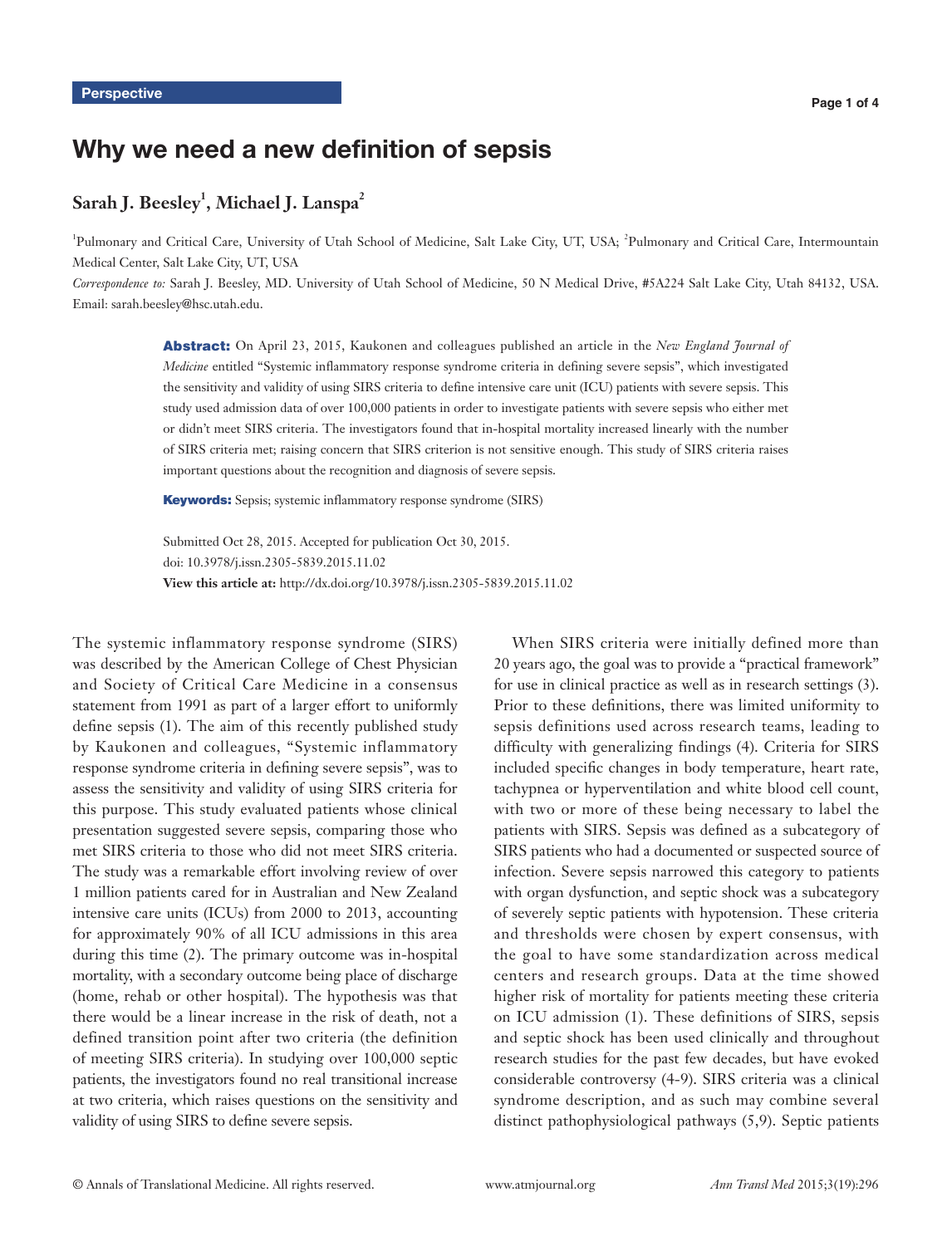Perspective

# Why we need a new definition of sepsis

**Sarah J. Beesley[1], Michael J. Lanspa[2]**

[1]Pulmonary and Critical Care, University of Utah School of Medicine, Salt Lake City, UT, USA; [2]Pulmonary and Critical Care, Intermountain Medical Center, Salt Lake City, UT, USA

*Correspondence to:* Sarah J. Beesley, MD. University of Utah School of Medicine, 50 N Medical Drive, #5A224 Salt Lake City, Utah 84132, USA. Email: sarah.beesley@hsc.utah.edu.

**Abstract:** On April 23, 2015, Kaukonen and colleagues published an article in the *New England Journal of Medicine* entitled "Systemic inflammatory response syndrome criteria in defining severe sepsis", which investigated the sensitivity and validity of using SIRS criteria to define intensive care unit (ICU) patients with severe sepsis. This study used admission data of over 100,000 patients in order to investigate patients with severe sepsis who either met or didn't meet SIRS criteria. The investigators found that in-hospital mortality increased linearly with the number of SIRS criteria met; raising concern that SIRS criterion is not sensitive enough. This study of SIRS criteria raises important questions about the recognition and diagnosis of severe sepsis.

**Keywords:** Sepsis; systemic inflammatory response syndrome (SIRS)

Submitted Oct 28, 2015. Accepted for publication Oct 30, 2015.
doi: 10.3978/j.issn.2305-5839.2015.11.02
**View this article at:** http://dx.doi.org/10.3978/j.issn.2305-5839.2015.11.02

The systemic inflammatory response syndrome (SIRS) was described by the American College of Chest Physician and Society of Critical Care Medicine in a consensus statement from 1991 as part of a larger effort to uniformly define sepsis (1). The aim of this recently published study by Kaukonen and colleagues, "Systemic inflammatory response syndrome criteria in defining severe sepsis", was to assess the sensitivity and validity of using SIRS criteria for this purpose. This study evaluated patients whose clinical presentation suggested severe sepsis, comparing those who met SIRS criteria to those who did not meet SIRS criteria. The study was a remarkable effort involving review of over 1 million patients cared for in Australian and New Zealand intensive care units (ICUs) from 2000 to 2013, accounting for approximately 90% of all ICU admissions in this area during this time (2). The primary outcome was in-hospital mortality, with a secondary outcome being place of discharge (home, rehab or other hospital). The hypothesis was that there would be a linear increase in the risk of death, not a defined transition point after two criteria (the definition of meeting SIRS criteria). In studying over 100,000 septic patients, the investigators found no real transitional increase at two criteria, which raises questions on the sensitivity and validity of using SIRS to define severe sepsis.

When SIRS criteria were initially defined more than 20 years ago, the goal was to provide a "practical framework" for use in clinical practice as well as in research settings (3). Prior to these definitions, there was limited uniformity to sepsis definitions used across research teams, leading to difficulty with generalizing findings (4). Criteria for SIRS included specific changes in body temperature, heart rate, tachypnea or hyperventilation and white blood cell count, with two or more of these being necessary to label the patients with SIRS. Sepsis was defined as a subcategory of SIRS patients who had a documented or suspected source of infection. Severe sepsis narrowed this category to patients with organ dysfunction, and septic shock was a subcategory of severely septic patients with hypotension. These criteria and thresholds were chosen by expert consensus, with the goal to have some standardization across medical centers and research groups. Data at the time showed higher risk of mortality for patients meeting these criteria on ICU admission (1). These definitions of SIRS, sepsis and septic shock has been used clinically and throughout research studies for the past few decades, but have evoked considerable controversy (4-9). SIRS criteria was a clinical syndrome description, and as such may combine several distinct pathophysiological pathways (5,9). Septic patients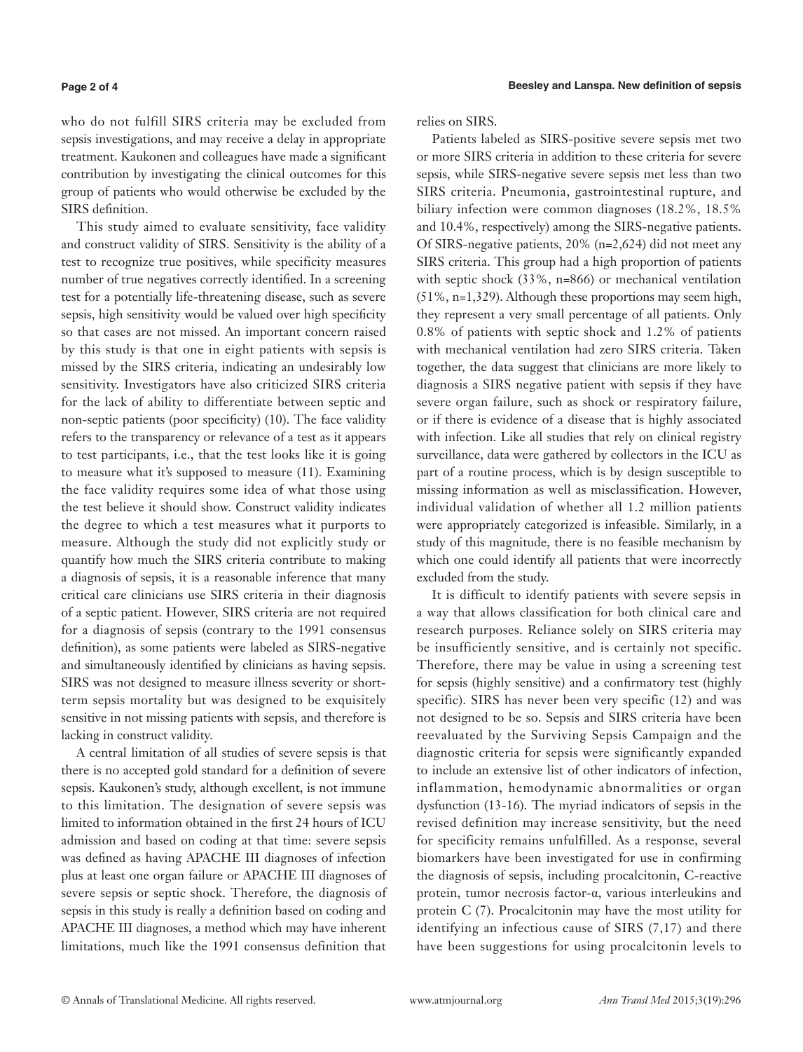who do not fulfill SIRS criteria may be excluded from sepsis investigations, and may receive a delay in appropriate treatment. Kaukonen and colleagues have made a significant contribution by investigating the clinical outcomes for this group of patients who would otherwise be excluded by the SIRS definition.

This study aimed to evaluate sensitivity, face validity and construct validity of SIRS. Sensitivity is the ability of a test to recognize true positives, while specificity measures number of true negatives correctly identified. In a screening test for a potentially life-threatening disease, such as severe sepsis, high sensitivity would be valued over high specificity so that cases are not missed. An important concern raised by this study is that one in eight patients with sepsis is missed by the SIRS criteria, indicating an undesirably low sensitivity. Investigators have also criticized SIRS criteria for the lack of ability to differentiate between septic and non-septic patients (poor specificity) (10). The face validity refers to the transparency or relevance of a test as it appears to test participants, i.e., that the test looks like it is going to measure what it's supposed to measure (11). Examining the face validity requires some idea of what those using the test believe it should show. Construct validity indicates the degree to which a test measures what it purports to measure. Although the study did not explicitly study or quantify how much the SIRS criteria contribute to making a diagnosis of sepsis, it is a reasonable inference that many critical care clinicians use SIRS criteria in their diagnosis of a septic patient. However, SIRS criteria are not required for a diagnosis of sepsis (contrary to the 1991 consensus definition), as some patients were labeled as SIRS-negative and simultaneously identified by clinicians as having sepsis. SIRS was not designed to measure illness severity or short-term sepsis mortality but was designed to be exquisitely sensitive in not missing patients with sepsis, and therefore is lacking in construct validity.

A central limitation of all studies of severe sepsis is that there is no accepted gold standard for a definition of severe sepsis. Kaukonen's study, although excellent, is not immune to this limitation. The designation of severe sepsis was limited to information obtained in the first 24 hours of ICU admission and based on coding at that time: severe sepsis was defined as having APACHE III diagnoses of infection plus at least one organ failure or APACHE III diagnoses of severe sepsis or septic shock. Therefore, the diagnosis of sepsis in this study is really a definition based on coding and APACHE III diagnoses, a method which may have inherent limitations, much like the 1991 consensus definition that relies on SIRS.

Patients labeled as SIRS-positive severe sepsis met two or more SIRS criteria in addition to these criteria for severe sepsis, while SIRS-negative severe sepsis met less than two SIRS criteria. Pneumonia, gastrointestinal rupture, and biliary infection were common diagnoses (18.2%, 18.5% and 10.4%, respectively) among the SIRS-negative patients. Of SIRS-negative patients, 20% (n=2,624) did not meet any SIRS criteria. This group had a high proportion of patients with septic shock (33%, n=866) or mechanical ventilation (51%, n=1,329). Although these proportions may seem high, they represent a very small percentage of all patients. Only 0.8% of patients with septic shock and 1.2% of patients with mechanical ventilation had zero SIRS criteria. Taken together, the data suggest that clinicians are more likely to diagnosis a SIRS negative patient with sepsis if they have severe organ failure, such as shock or respiratory failure, or if there is evidence of a disease that is highly associated with infection. Like all studies that rely on clinical registry surveillance, data were gathered by collectors in the ICU as part of a routine process, which is by design susceptible to missing information as well as misclassification. However, individual validation of whether all 1.2 million patients were appropriately categorized is infeasible. Similarly, in a study of this magnitude, there is no feasible mechanism by which one could identify all patients that were incorrectly excluded from the study.

It is difficult to identify patients with severe sepsis in a way that allows classification for both clinical care and research purposes. Reliance solely on SIRS criteria may be insufficiently sensitive, and is certainly not specific. Therefore, there may be value in using a screening test for sepsis (highly sensitive) and a confirmatory test (highly specific). SIRS has never been very specific (12) and was not designed to be so. Sepsis and SIRS criteria have been reevaluated by the Surviving Sepsis Campaign and the diagnostic criteria for sepsis were significantly expanded to include an extensive list of other indicators of infection, inflammation, hemodynamic abnormalities or organ dysfunction (13-16). The myriad indicators of sepsis in the revised definition may increase sensitivity, but the need for specificity remains unfulfilled. As a response, several biomarkers have been investigated for use in confirming the diagnosis of sepsis, including procalcitonin, C-reactive protein, tumor necrosis factor-α, various interleukins and protein C (7). Procalcitonin may have the most utility for identifying an infectious cause of SIRS (7,17) and there have been suggestions for using procalcitonin levels to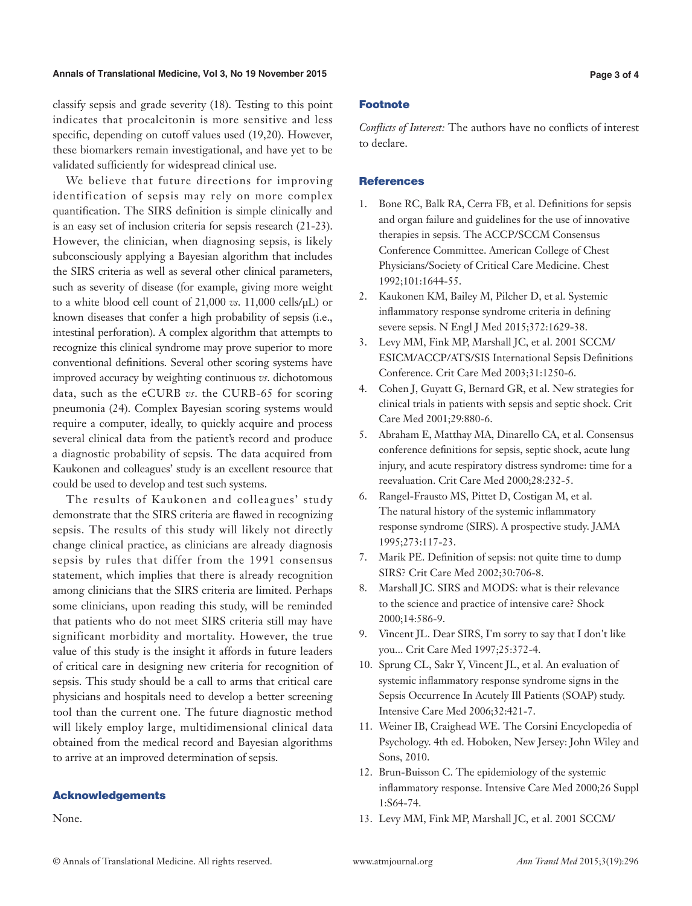classify sepsis and grade severity (18). Testing to this point indicates that procalcitonin is more sensitive and less specific, depending on cutoff values used (19,20). However, these biomarkers remain investigational, and have yet to be validated sufficiently for widespread clinical use.

We believe that future directions for improving identification of sepsis may rely on more complex quantification. The SIRS definition is simple clinically and is an easy set of inclusion criteria for sepsis research (21-23). However, the clinician, when diagnosing sepsis, is likely subconsciously applying a Bayesian algorithm that includes the SIRS criteria as well as several other clinical parameters, such as severity of disease (for example, giving more weight to a white blood cell count of 21,000 *vs.* 11,000 cells/μL) or known diseases that confer a high probability of sepsis (i.e., intestinal perforation). A complex algorithm that attempts to recognize this clinical syndrome may prove superior to more conventional definitions. Several other scoring systems have improved accuracy by weighting continuous *vs.* dichotomous data, such as the eCURB *vs.* the CURB-65 for scoring pneumonia (24). Complex Bayesian scoring systems would require a computer, ideally, to quickly acquire and process several clinical data from the patient's record and produce a diagnostic probability of sepsis. The data acquired from Kaukonen and colleagues' study is an excellent resource that could be used to develop and test such systems.

The results of Kaukonen and colleagues' study demonstrate that the SIRS criteria are flawed in recognizing sepsis. The results of this study will likely not directly change clinical practice, as clinicians are already diagnosis sepsis by rules that differ from the 1991 consensus statement, which implies that there is already recognition among clinicians that the SIRS criteria are limited. Perhaps some clinicians, upon reading this study, will be reminded that patients who do not meet SIRS criteria still may have significant morbidity and mortality. However, the true value of this study is the insight it affords in future leaders of critical care in designing new criteria for recognition of sepsis. This study should be a call to arms that critical care physicians and hospitals need to develop a better screening tool than the current one. The future diagnostic method will likely employ large, multidimensional clinical data obtained from the medical record and Bayesian algorithms to arrive at an improved determination of sepsis.

## Acknowledgements

None.

## Footnote

*Conflicts of Interest:* The authors have no conflicts of interest to declare.

## References

1. Bone RC, Balk RA, Cerra FB, et al. Definitions for sepsis and organ failure and guidelines for the use of innovative therapies in sepsis. The ACCP/SCCM Consensus Conference Committee. American College of Chest Physicians/Society of Critical Care Medicine. Chest 1992;101:1644-55.
2. Kaukonen KM, Bailey M, Pilcher D, et al. Systemic inflammatory response syndrome criteria in defining severe sepsis. N Engl J Med 2015;372:1629-38.
3. Levy MM, Fink MP, Marshall JC, et al. 2001 SCCM/ESICM/ACCP/ATS/SIS International Sepsis Definitions Conference. Crit Care Med 2003;31:1250-6.
4. Cohen J, Guyatt G, Bernard GR, et al. New strategies for clinical trials in patients with sepsis and septic shock. Crit Care Med 2001;29:880-6.
5. Abraham E, Matthay MA, Dinarello CA, et al. Consensus conference definitions for sepsis, septic shock, acute lung injury, and acute respiratory distress syndrome: time for a reevaluation. Crit Care Med 2000;28:232-5.
6. Rangel-Frausto MS, Pittet D, Costigan M, et al. The natural history of the systemic inflammatory response syndrome (SIRS). A prospective study. JAMA 1995;273:117-23.
7. Marik PE. Definition of sepsis: not quite time to dump SIRS? Crit Care Med 2002;30:706-8.
8. Marshall JC. SIRS and MODS: what is their relevance to the science and practice of intensive care? Shock 2000;14:586-9.
9. Vincent JL. Dear SIRS, I'm sorry to say that I don't like you... Crit Care Med 1997;25:372-4.
10. Sprung CL, Sakr Y, Vincent JL, et al. An evaluation of systemic inflammatory response syndrome signs in the Sepsis Occurrence In Acutely Ill Patients (SOAP) study. Intensive Care Med 2006;32:421-7.
11. Weiner IB, Craighead WE. The Corsini Encyclopedia of Psychology. 4th ed. Hoboken, New Jersey: John Wiley and Sons, 2010.
12. Brun-Buisson C. The epidemiology of the systemic inflammatory response. Intensive Care Med 2000;26 Suppl 1:S64-74.
13. Levy MM, Fink MP, Marshall JC, et al. 2001 SCCM/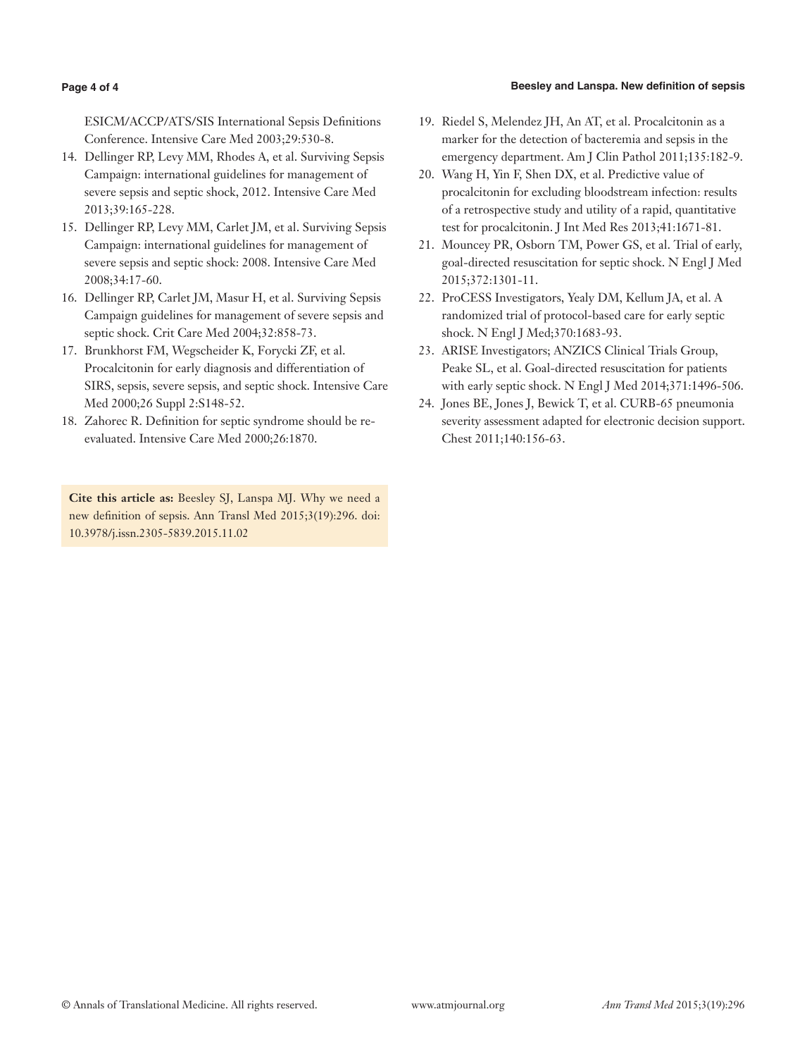ESICM/ACCP/ATS/SIS International Sepsis Definitions Conference. Intensive Care Med 2003;29:530-8.

14. Dellinger RP, Levy MM, Rhodes A, et al. Surviving Sepsis Campaign: international guidelines for management of severe sepsis and septic shock, 2012. Intensive Care Med 2013;39:165-228.
15. Dellinger RP, Levy MM, Carlet JM, et al. Surviving Sepsis Campaign: international guidelines for management of severe sepsis and septic shock: 2008. Intensive Care Med 2008;34:17-60.
16. Dellinger RP, Carlet JM, Masur H, et al. Surviving Sepsis Campaign guidelines for management of severe sepsis and septic shock. Crit Care Med 2004;32:858-73.
17. Brunkhorst FM, Wegscheider K, Forycki ZF, et al. Procalcitonin for early diagnosis and differentiation of SIRS, sepsis, severe sepsis, and septic shock. Intensive Care Med 2000;26 Suppl 2:S148-52.
18. Zahorec R. Definition for septic syndrome should be re-evaluated. Intensive Care Med 2000;26:1870.
19. Riedel S, Melendez JH, An AT, et al. Procalcitonin as a marker for the detection of bacteremia and sepsis in the emergency department. Am J Clin Pathol 2011;135:182-9.
20. Wang H, Yin F, Shen DX, et al. Predictive value of procalcitonin for excluding bloodstream infection: results of a retrospective study and utility of a rapid, quantitative test for procalcitonin. J Int Med Res 2013;41:1671-81.
21. Mouncey PR, Osborn TM, Power GS, et al. Trial of early, goal-directed resuscitation for septic shock. N Engl J Med 2015;372:1301-11.
22. ProCESS Investigators, Yealy DM, Kellum JA, et al. A randomized trial of protocol-based care for early septic shock. N Engl J Med;370:1683-93.
23. ARISE Investigators; ANZICS Clinical Trials Group, Peake SL, et al. Goal-directed resuscitation for patients with early septic shock. N Engl J Med 2014;371:1496-506.
24. Jones BE, Jones J, Bewick T, et al. CURB-65 pneumonia severity assessment adapted for electronic decision support. Chest 2011;140:156-63.

**Cite this article as:** Beesley SJ, Lanspa MJ. Why we need a new definition of sepsis. Ann Transl Med 2015;3(19):296. doi: 10.3978/j.issn.2305-5839.2015.11.02